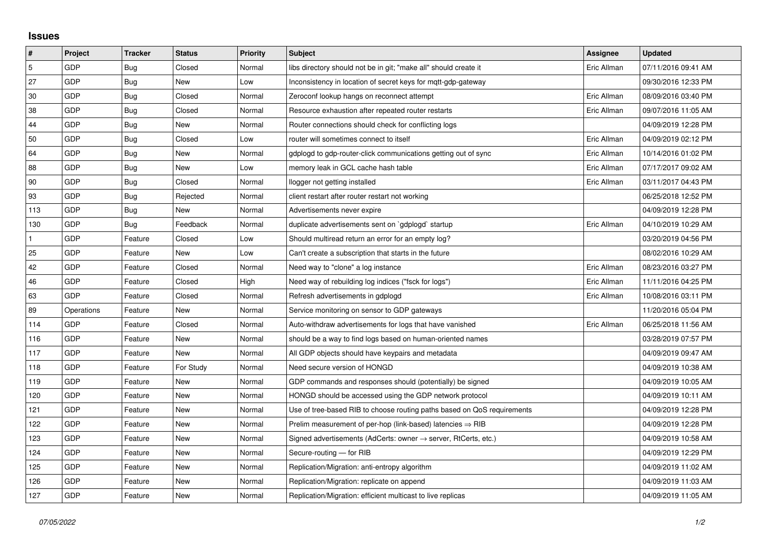## Issues

| # | Project | Tracker | Status | Priority | Subject | Assignee | Updated |
|---|---|---|---|---|---|---|---|
| 5 | GDP | Bug | Closed | Normal | libs directory should not be in git; "make all" should create it | Eric Allman | 07/11/2016 09:41 AM |
| 27 | GDP | Bug | New | Low | Inconsistency in location of secret keys for mqtt-gdp-gateway | | 09/30/2016 12:33 PM |
| 30 | GDP | Bug | Closed | Normal | Zeroconf lookup hangs on reconnect attempt | Eric Allman | 08/09/2016 03:40 PM |
| 38 | GDP | Bug | Closed | Normal | Resource exhaustion after repeated router restarts | Eric Allman | 09/07/2016 11:05 AM |
| 44 | GDP | Bug | New | Normal | Router connections should check for conflicting logs | | 04/09/2019 12:28 PM |
| 50 | GDP | Bug | Closed | Low | router will sometimes connect to itself | Eric Allman | 04/09/2019 02:12 PM |
| 64 | GDP | Bug | New | Normal | gdplogd to gdp-router-click communications getting out of sync | Eric Allman | 10/14/2016 01:02 PM |
| 88 | GDP | Bug | New | Low | memory leak in GCL cache hash table | Eric Allman | 07/17/2017 09:02 AM |
| 90 | GDP | Bug | Closed | Normal | llogger not getting installed | Eric Allman | 03/11/2017 04:43 PM |
| 93 | GDP | Bug | Rejected | Normal | client restart after router restart not working | | 06/25/2018 12:52 PM |
| 113 | GDP | Bug | New | Normal | Advertisements never expire | | 04/09/2019 12:28 PM |
| 130 | GDP | Bug | Feedback | Normal | duplicate advertisements sent on `gdplogd` startup | Eric Allman | 04/10/2019 10:29 AM |
| 1 | GDP | Feature | Closed | Low | Should multiread return an error for an empty log? | | 03/20/2019 04:56 PM |
| 25 | GDP | Feature | New | Low | Can't create a subscription that starts in the future | | 08/02/2016 10:29 AM |
| 42 | GDP | Feature | Closed | Normal | Need way to "clone" a log instance | Eric Allman | 08/23/2016 03:27 PM |
| 46 | GDP | Feature | Closed | High | Need way of rebuilding log indices ("fsck for logs") | Eric Allman | 11/11/2016 04:25 PM |
| 63 | GDP | Feature | Closed | Normal | Refresh advertisements in gdplogd | Eric Allman | 10/08/2016 03:11 PM |
| 89 | Operations | Feature | New | Normal | Service monitoring on sensor to GDP gateways | | 11/20/2016 05:04 PM |
| 114 | GDP | Feature | Closed | Normal | Auto-withdraw advertisements for logs that have vanished | Eric Allman | 06/25/2018 11:56 AM |
| 116 | GDP | Feature | New | Normal | should be a way to find logs based on human-oriented names | | 03/28/2019 07:57 PM |
| 117 | GDP | Feature | New | Normal | All GDP objects should have keypairs and metadata | | 04/09/2019 09:47 AM |
| 118 | GDP | Feature | For Study | Normal | Need secure version of HONGD | | 04/09/2019 10:38 AM |
| 119 | GDP | Feature | New | Normal | GDP commands and responses should (potentially) be signed | | 04/09/2019 10:05 AM |
| 120 | GDP | Feature | New | Normal | HONGD should be accessed using the GDP network protocol | | 04/09/2019 10:11 AM |
| 121 | GDP | Feature | New | Normal | Use of tree-based RIB to choose routing paths based on QoS requirements | | 04/09/2019 12:28 PM |
| 122 | GDP | Feature | New | Normal | Prelim measurement of per-hop (link-based) latencies ⇒ RIB | | 04/09/2019 12:28 PM |
| 123 | GDP | Feature | New | Normal | Signed advertisements (AdCerts: owner → server, RtCerts, etc.) | | 04/09/2019 10:58 AM |
| 124 | GDP | Feature | New | Normal | Secure-routing — for RIB | | 04/09/2019 12:29 PM |
| 125 | GDP | Feature | New | Normal | Replication/Migration: anti-entropy algorithm | | 04/09/2019 11:02 AM |
| 126 | GDP | Feature | New | Normal | Replication/Migration: replicate on append | | 04/09/2019 11:03 AM |
| 127 | GDP | Feature | New | Normal | Replication/Migration: efficient multicast to live replicas | | 04/09/2019 11:05 AM |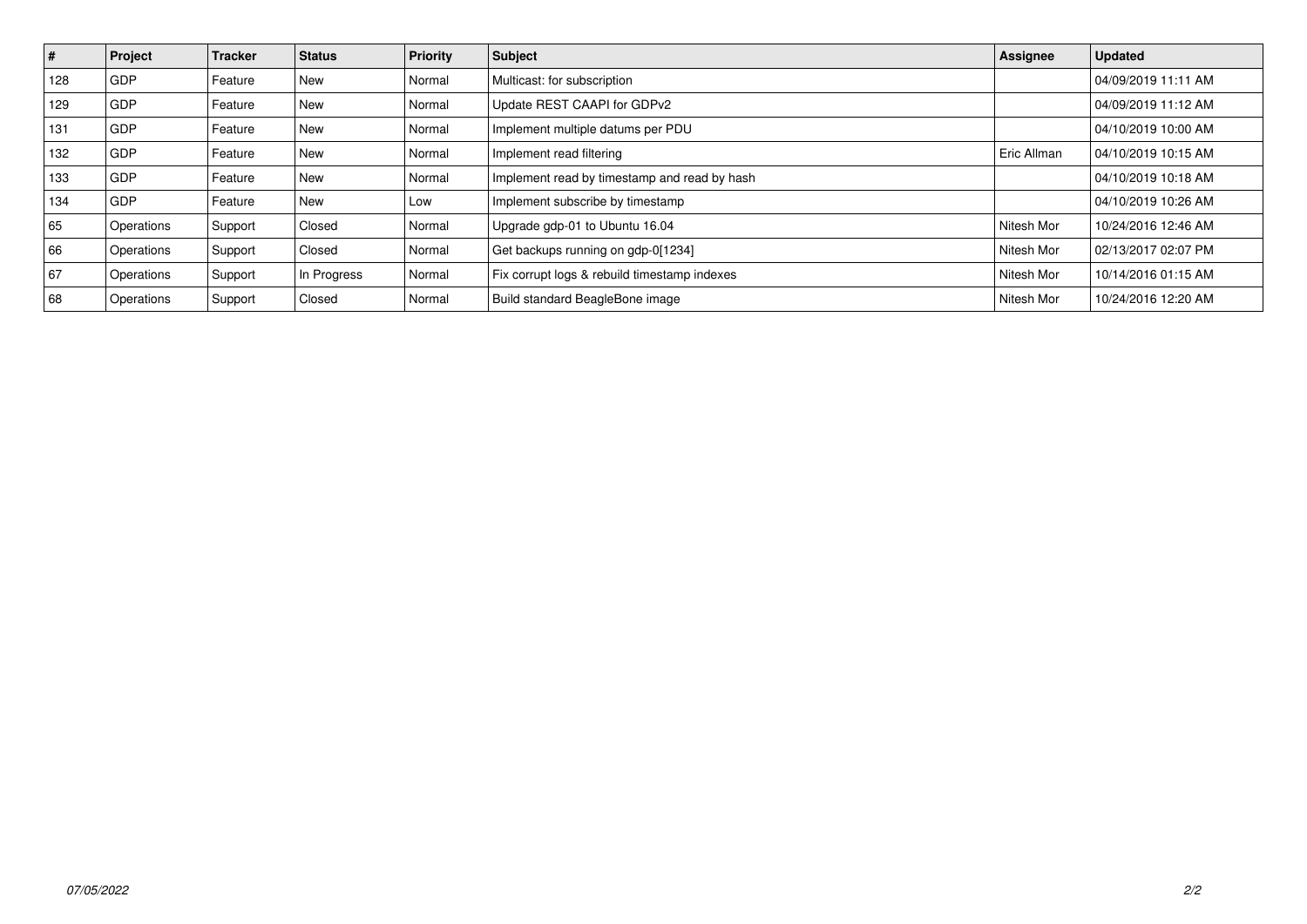| # | Project | Tracker | Status | Priority | Subject | Assignee | Updated |
|---|---|---|---|---|---|---|---|
| 128 | GDP | Feature | New | Normal | Multicast: for subscription | | 04/09/2019 11:11 AM |
| 129 | GDP | Feature | New | Normal | Update REST CAAPI for GDPv2 | | 04/09/2019 11:12 AM |
| 131 | GDP | Feature | New | Normal | Implement multiple datums per PDU | | 04/10/2019 10:00 AM |
| 132 | GDP | Feature | New | Normal | Implement read filtering | Eric Allman | 04/10/2019 10:15 AM |
| 133 | GDP | Feature | New | Normal | Implement read by timestamp and read by hash | | 04/10/2019 10:18 AM |
| 134 | GDP | Feature | New | Low | Implement subscribe by timestamp | | 04/10/2019 10:26 AM |
| 65 | Operations | Support | Closed | Normal | Upgrade gdp-01 to Ubuntu 16.04 | Nitesh Mor | 10/24/2016 12:46 AM |
| 66 | Operations | Support | Closed | Normal | Get backups running on gdp-0[1234] | Nitesh Mor | 02/13/2017 02:07 PM |
| 67 | Operations | Support | In Progress | Normal | Fix corrupt logs & rebuild timestamp indexes | Nitesh Mor | 10/14/2016 01:15 AM |
| 68 | Operations | Support | Closed | Normal | Build standard BeagleBone image | Nitesh Mor | 10/24/2016 12:20 AM |

*07/05/2022*